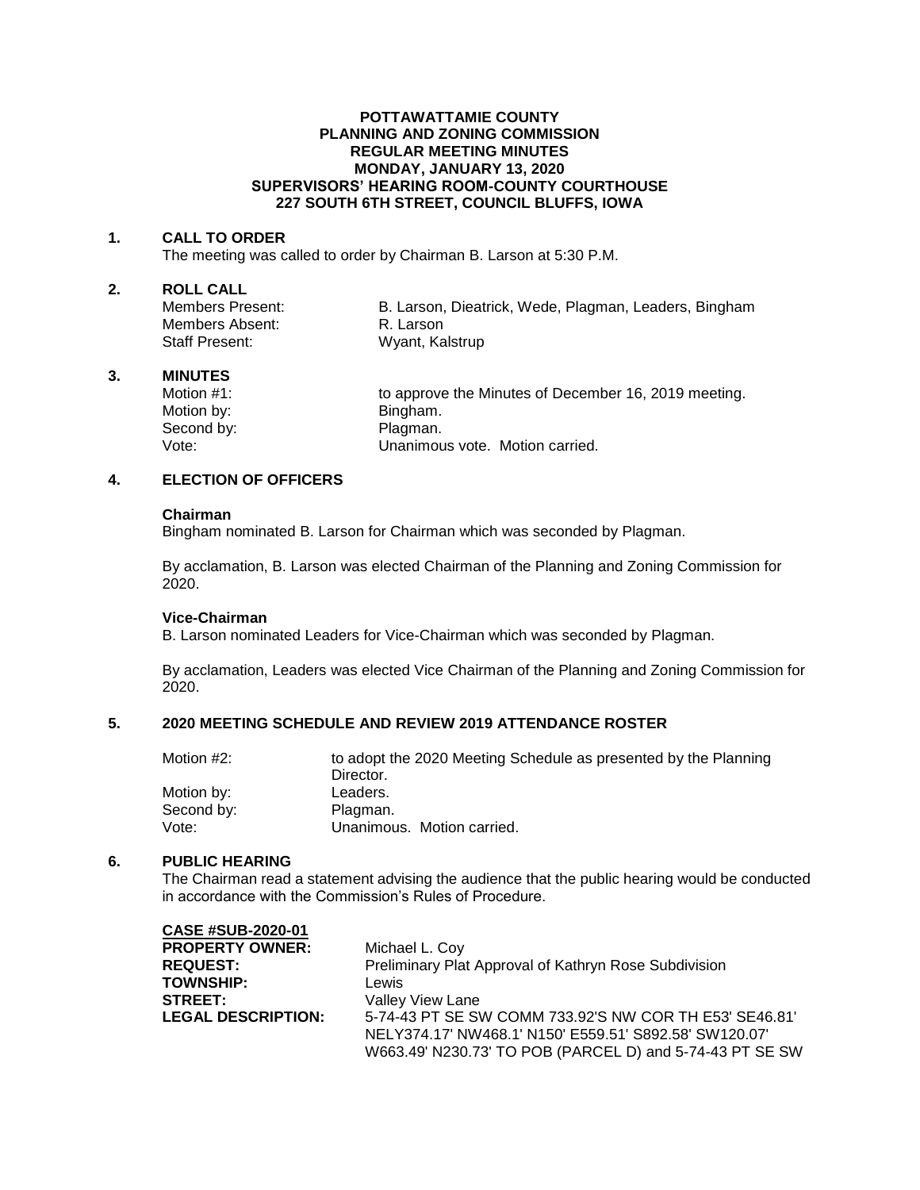**POTTAWATTAMIE COUNTY**
**PLANNING AND ZONING COMMISSION**
**REGULAR MEETING MINUTES**
**MONDAY, JANUARY 13, 2020**
**SUPERVISORS' HEARING ROOM-COUNTY COURTHOUSE**
**227 SOUTH 6TH STREET, COUNCIL BLUFFS, IOWA**

## 1. CALL TO ORDER

The meeting was called to order by Chairman B. Larson at 5:30 P.M.

## 2. ROLL CALL

| | |
|---|---|
| Members Present: | B. Larson, Dieatrick, Wede, Plagman, Leaders, Bingham |
| Members Absent: | R. Larson |
| Staff Present: | Wyant, Kalstrup |

## 3. MINUTES

| | |
|---|---|
| Motion #1: | to approve the Minutes of December 16, 2019 meeting. |
| Motion by: | Bingham. |
| Second by: | Plagman. |
| Vote: | Unanimous vote. Motion carried. |

## 4. ELECTION OF OFFICERS

**Chairman**

Bingham nominated B. Larson for Chairman which was seconded by Plagman.

By acclamation, B. Larson was elected Chairman of the Planning and Zoning Commission for 2020.

**Vice-Chairman**

B. Larson nominated Leaders for Vice-Chairman which was seconded by Plagman.

By acclamation, Leaders was elected Vice Chairman of the Planning and Zoning Commission for 2020.

## 5. 2020 MEETING SCHEDULE AND REVIEW 2019 ATTENDANCE ROSTER

| | |
|---|---|
| Motion #2: | to adopt the 2020 Meeting Schedule as presented by the Planning Director. |
| Motion by: | Leaders. |
| Second by: | Plagman. |
| Vote: | Unanimous. Motion carried. |

## 6. PUBLIC HEARING

The Chairman read a statement advising the audience that the public hearing would be conducted in accordance with the Commission's Rules of Procedure.

**CASE #SUB-2020-01**

| | |
|---|---|
| **PROPERTY OWNER:** | Michael L. Coy |
| **REQUEST:** | Preliminary Plat Approval of Kathryn Rose Subdivision |
| **TOWNSHIP:** | Lewis |
| **STREET:** | Valley View Lane |
| **LEGAL DESCRIPTION:** | 5-74-43 PT SE SW COMM 733.92'S NW COR TH E53' SE46.81' NELY374.17' NW468.1' N150' E559.51' S892.58' SW120.07' W663.49' N230.73' TO POB (PARCEL D) and 5-74-43 PT SE SW |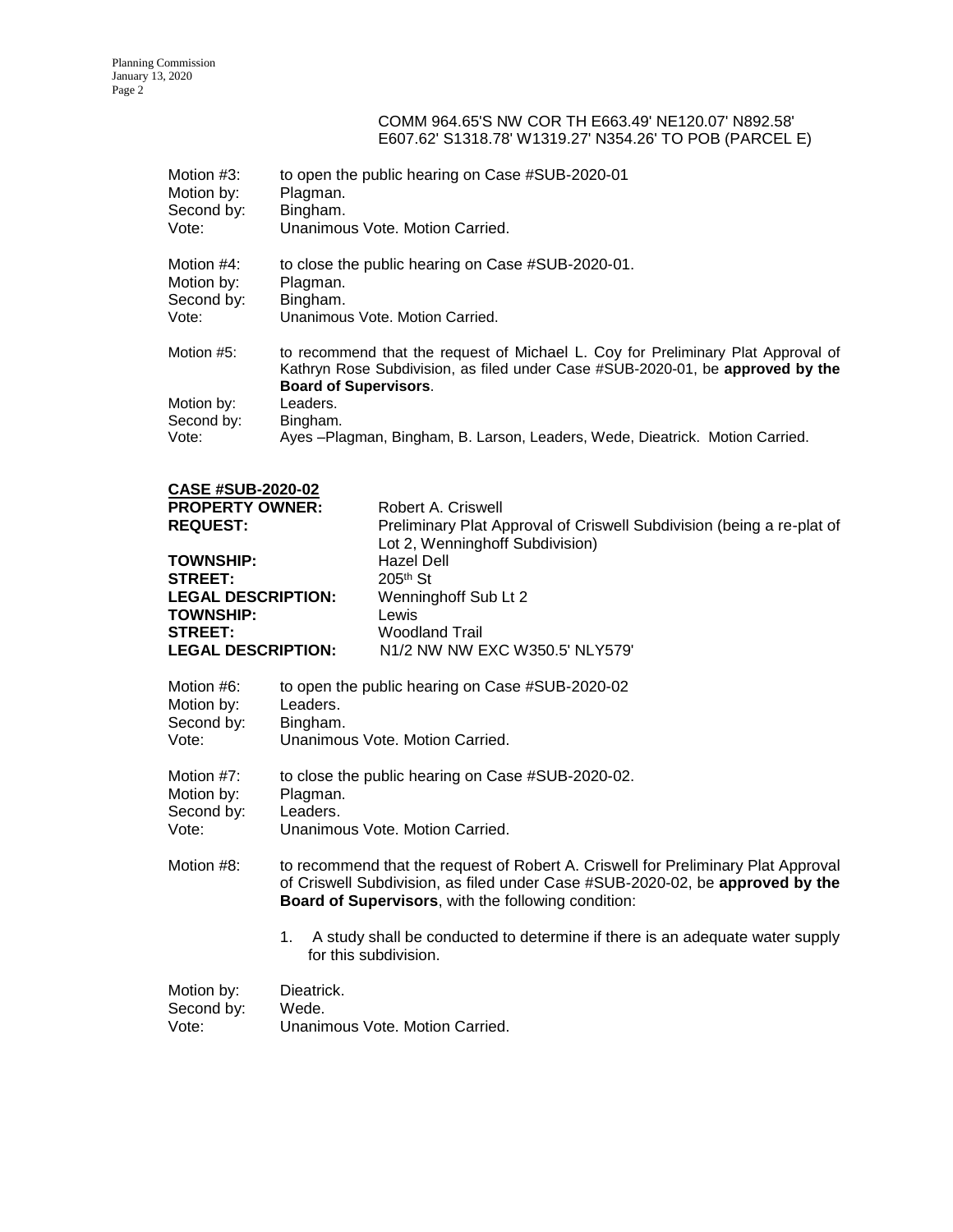COMM 964.65'S NW COR TH E663.49' NE120.07' N892.58' E607.62' S1318.78' W1319.27' N354.26' TO POB (PARCEL E)

Motion #3: to open the public hearing on Case #SUB-2020-01
Motion by: Plagman.
Second by: Bingham.
Vote: Unanimous Vote. Motion Carried.

Motion #4: to close the public hearing on Case #SUB-2020-01.
Motion by: Plagman.
Second by: Bingham.
Vote: Unanimous Vote. Motion Carried.

Motion #5: to recommend that the request of Michael L. Coy for Preliminary Plat Approval of Kathryn Rose Subdivision, as filed under Case #SUB-2020-01, be **approved by the Board of Supervisors**.
Motion by: Leaders.
Second by: Bingham.
Vote: Ayes –Plagman, Bingham, B. Larson, Leaders, Wede, Dieatrick. Motion Carried.

**CASE #SUB-2020-02**

**PROPERTY OWNER:** Robert A. Criswell
**REQUEST:** Preliminary Plat Approval of Criswell Subdivision (being a re-plat of Lot 2, Wenninghoff Subdivision)
**TOWNSHIP:** Hazel Dell
**STREET:** 205th St
**LEGAL DESCRIPTION:** Wenninghoff Sub Lt 2
**TOWNSHIP:** Lewis
**STREET:** Woodland Trail
**LEGAL DESCRIPTION:** N1/2 NW NW EXC W350.5' NLY579'

Motion #6: to open the public hearing on Case #SUB-2020-02
Motion by: Leaders.
Second by: Bingham.
Vote: Unanimous Vote. Motion Carried.

Motion #7: to close the public hearing on Case #SUB-2020-02.
Motion by: Plagman.
Second by: Leaders.
Vote: Unanimous Vote. Motion Carried.

Motion #8: to recommend that the request of Robert A. Criswell for Preliminary Plat Approval of Criswell Subdivision, as filed under Case #SUB-2020-02, be **approved by the Board of Supervisors**, with the following condition:

1. A study shall be conducted to determine if there is an adequate water supply for this subdivision.

Motion by: Dieatrick.
Second by: Wede.
Vote: Unanimous Vote. Motion Carried.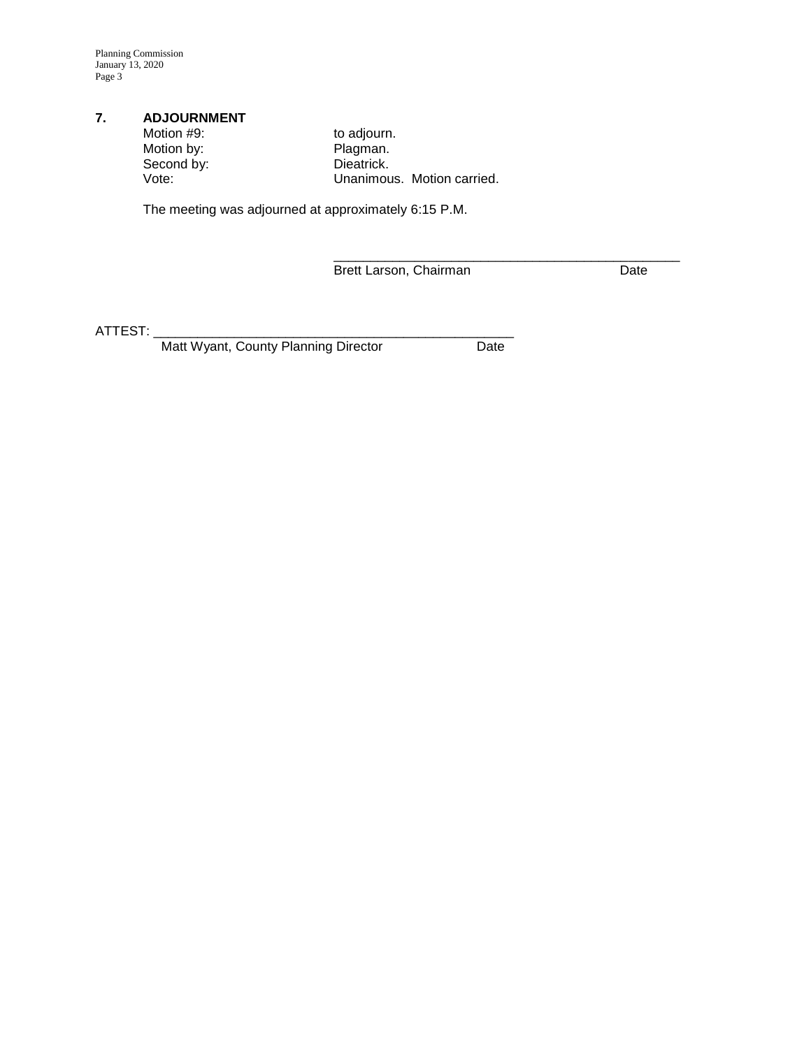## 7. ADJOURNMENT

| | |
|---|---|
| Motion #9: | to adjourn. |
| Motion by: | Plagman. |
| Second by: | Dieatrick. |
| Vote: | Unanimous. Motion carried. |

The meeting was adjourned at approximately 6:15 P.M.

\_\_\_\_\_\_\_\_\_\_\_\_\_\_\_\_\_\_\_\_\_\_\_\_\_\_\_\_\_\_\_\_\_\_\_\_\_\_\_\_\_\_\_\_\_\_\_\_

Brett Larson, Chairman Date

ATTEST: \_\_\_\_\_\_\_\_\_\_\_\_\_\_\_\_\_\_\_\_\_\_\_\_\_\_\_\_\_\_\_\_\_\_\_\_\_\_\_\_\_\_\_\_\_\_\_\_

Matt Wyant, County Planning Director Date